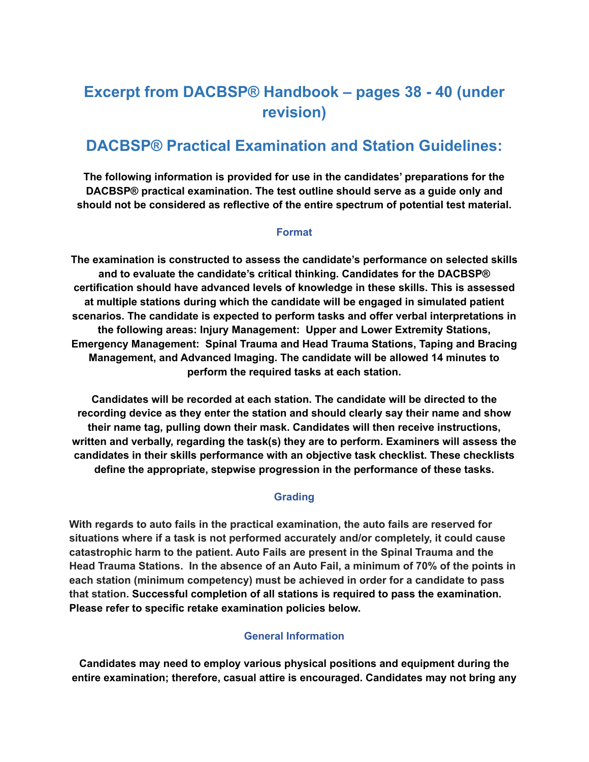# Excerpt from DACBSP® Handbook – pages 38 - 40 (under revision)

## DACBSP® Practical Examination and Station Guidelines:

**The following information is provided for use in the candidates' preparations for the DACBSP® practical examination. The test outline should serve as a guide only and should not be considered as reflective of the entire spectrum of potential test material.**

### Format

**The examination is constructed to assess the candidate's performance on selected skills and to evaluate the candidate's critical thinking. Candidates for the DACBSP® certification should have advanced levels of knowledge in these skills. This is assessed at multiple stations during which the candidate will be engaged in simulated patient scenarios. The candidate is expected to perform tasks and offer verbal interpretations in the following areas: Injury Management: Upper and Lower Extremity Stations, Emergency Management: Spinal Trauma and Head Trauma Stations, Taping and Bracing Management, and Advanced Imaging. The candidate will be allowed 14 minutes to perform the required tasks at each station.**

**Candidates will be recorded at each station. The candidate will be directed to the recording device as they enter the station and should clearly say their name and show their name tag, pulling down their mask. Candidates will then receive instructions, written and verbally, regarding the task(s) they are to perform. Examiners will assess the candidates in their skills performance with an objective task checklist. These checklists define the appropriate, stepwise progression in the performance of these tasks.**

### Grading

**With regards to auto fails in the practical examination, the auto fails are reserved for situations where if a task is not performed accurately and/or completely, it could cause catastrophic harm to the patient. Auto Fails are present in the Spinal Trauma and the Head Trauma Stations. In the absence of an Auto Fail, a minimum of 70% of the points in each station (minimum competency) must be achieved in order for a candidate to pass that station. Successful completion of all stations is required to pass the examination. Please refer to specific retake examination policies below.**

### General Information

**Candidates may need to employ various physical positions and equipment during the entire examination; therefore, casual attire is encouraged. Candidates may not bring any**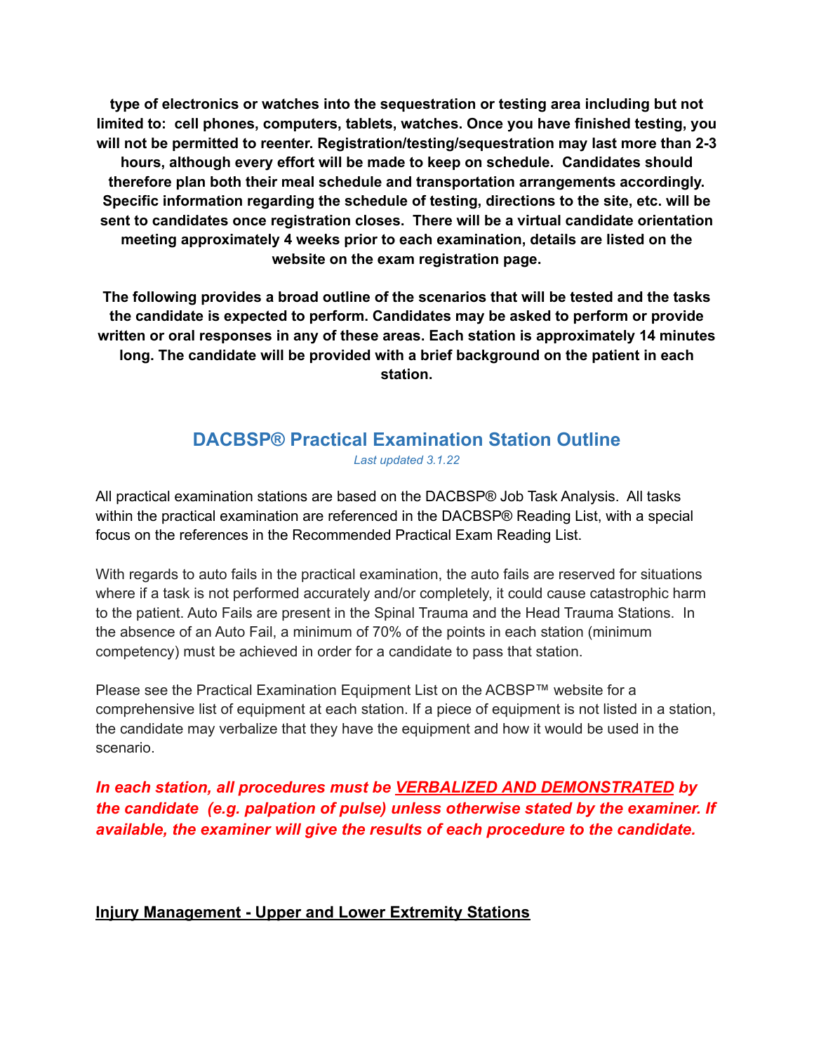**type of electronics or watches into the sequestration or testing area including but not limited to: cell phones, computers, tablets, watches. Once you have finished testing, you will not be permitted to reenter. Registration/testing/sequestration may last more than 2-3 hours, although every effort will be made to keep on schedule. Candidates should therefore plan both their meal schedule and transportation arrangements accordingly. Specific information regarding the schedule of testing, directions to the site, etc. will be sent to candidates once registration closes. There will be a virtual candidate orientation meeting approximately 4 weeks prior to each examination, details are listed on the website on the exam registration page.**

**The following provides a broad outline of the scenarios that will be tested and the tasks the candidate is expected to perform. Candidates may be asked to perform or provide written or oral responses in any of these areas. Each station is approximately 14 minutes long. The candidate will be provided with a brief background on the patient in each station.**

## DACBSP® Practical Examination Station Outline

*Last updated 3.1.22*

All practical examination stations are based on the DACBSP® Job Task Analysis. All tasks within the practical examination are referenced in the DACBSP® Reading List, with a special focus on the references in the Recommended Practical Exam Reading List.

With regards to auto fails in the practical examination, the auto fails are reserved for situations where if a task is not performed accurately and/or completely, it could cause catastrophic harm to the patient. Auto Fails are present in the Spinal Trauma and the Head Trauma Stations. In the absence of an Auto Fail, a minimum of 70% of the points in each station (minimum competency) must be achieved in order for a candidate to pass that station.

Please see the Practical Examination Equipment List on the ACBSP™ website for a comprehensive list of equipment at each station. If a piece of equipment is not listed in a station, the candidate may verbalize that they have the equipment and how it would be used in the scenario.

***In each station, all procedures must be <u>VERBALIZED AND DEMONSTRATED</u> by the candidate (e.g. palpation of pulse) unless otherwise stated by the examiner. If available, the examiner will give the results of each procedure to the candidate.***

### <u>Injury Management - Upper and Lower Extremity Stations</u>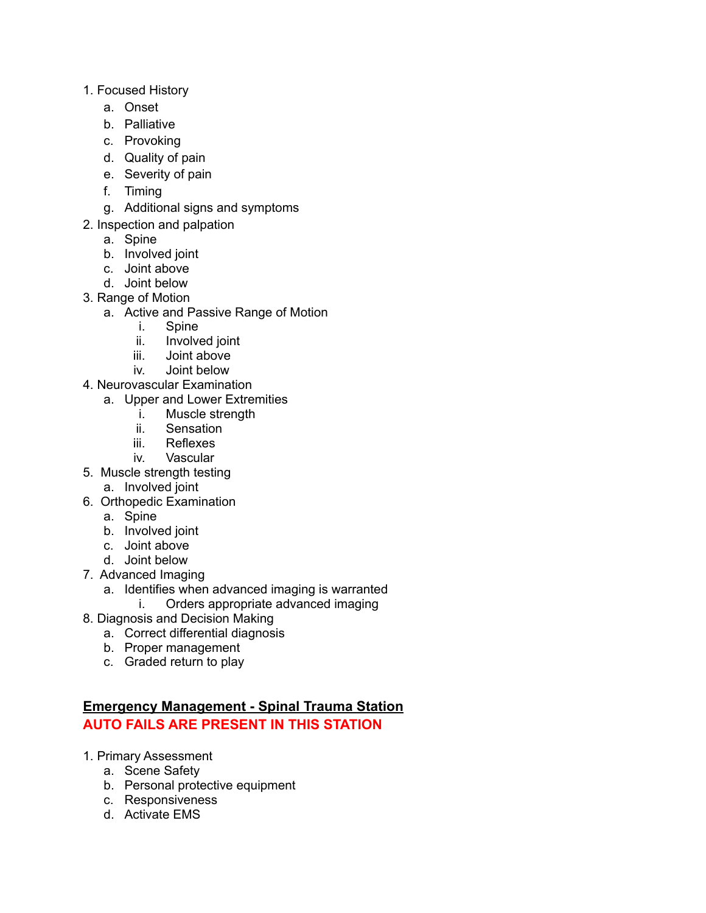1. Focused History
   a. Onset
   b. Palliative
   c. Provoking
   d. Quality of pain
   e. Severity of pain
   f. Timing
   g. Additional signs and symptoms
2. Inspection and palpation
   a. Spine
   b. Involved joint
   c. Joint above
   d. Joint below
3. Range of Motion
   a. Active and Passive Range of Motion
      i. Spine
      ii. Involved joint
      iii. Joint above
      iv. Joint below
4. Neurovascular Examination
   a. Upper and Lower Extremities
      i. Muscle strength
      ii. Sensation
      iii. Reflexes
      iv. Vascular
5. Muscle strength testing
   a. Involved joint
6. Orthopedic Examination
   a. Spine
   b. Involved joint
   c. Joint above
   d. Joint below
7. Advanced Imaging
   a. Identifies when advanced imaging is warranted
      i. Orders appropriate advanced imaging
8. Diagnosis and Decision Making
   a. Correct differential diagnosis
   b. Proper management
   c. Graded return to play

## Emergency Management - Spinal Trauma Station

**AUTO FAILS ARE PRESENT IN THIS STATION**

1. Primary Assessment
   a. Scene Safety
   b. Personal protective equipment
   c. Responsiveness
   d. Activate EMS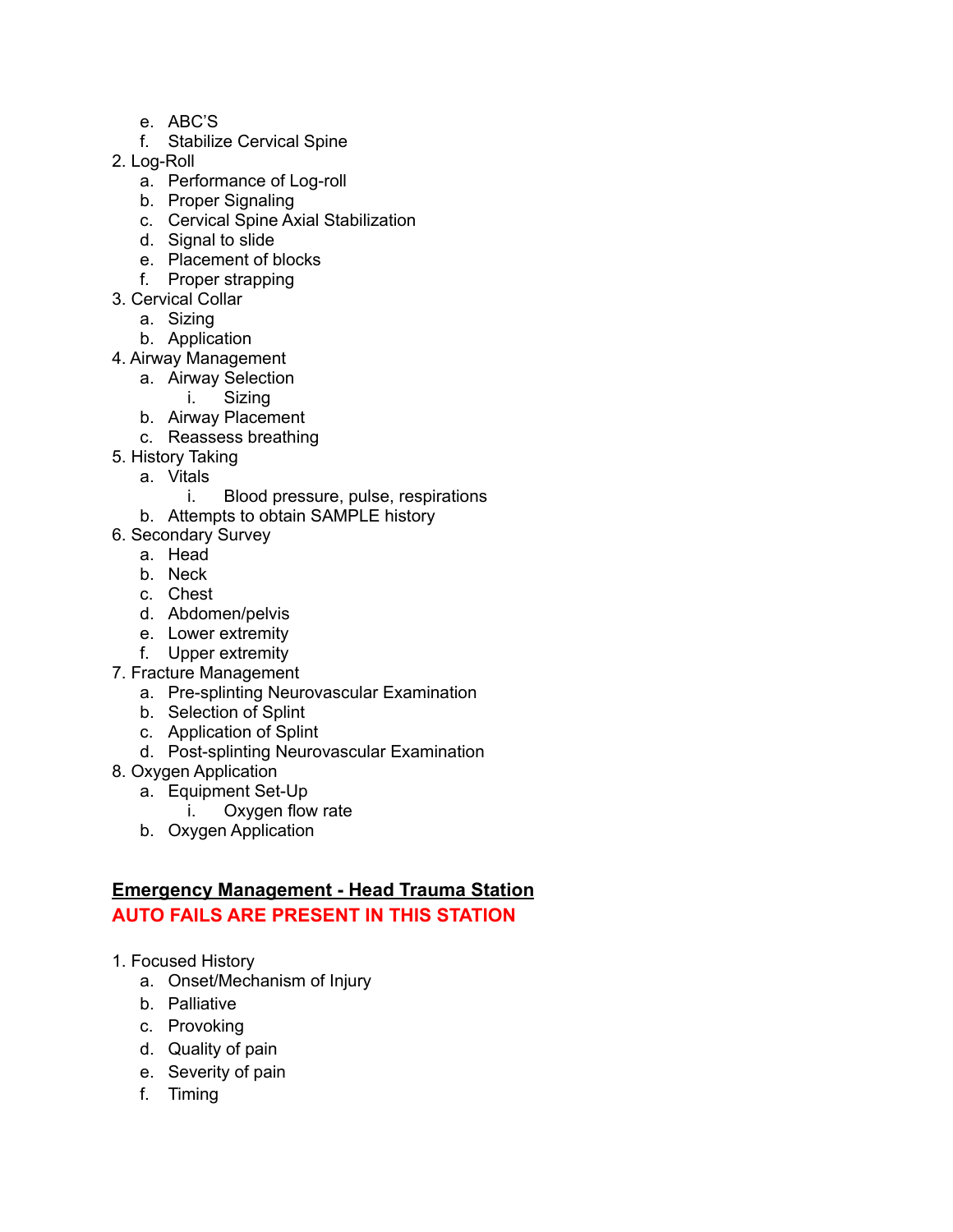e. ABC'S
   f. Stabilize Cervical Spine
2. Log-Roll
   a. Performance of Log-roll
   b. Proper Signaling
   c. Cervical Spine Axial Stabilization
   d. Signal to slide
   e. Placement of blocks
   f. Proper strapping
3. Cervical Collar
   a. Sizing
   b. Application
4. Airway Management
   a. Airway Selection
      i. Sizing
   b. Airway Placement
   c. Reassess breathing
5. History Taking
   a. Vitals
      i. Blood pressure, pulse, respirations
   b. Attempts to obtain SAMPLE history
6. Secondary Survey
   a. Head
   b. Neck
   c. Chest
   d. Abdomen/pelvis
   e. Lower extremity
   f. Upper extremity
7. Fracture Management
   a. Pre-splinting Neurovascular Examination
   b. Selection of Splint
   c. Application of Splint
   d. Post-splinting Neurovascular Examination
8. Oxygen Application
   a. Equipment Set-Up
      i. Oxygen flow rate
   b. Oxygen Application

**Emergency Management - Head Trauma Station**

**AUTO FAILS ARE PRESENT IN THIS STATION**

1. Focused History
   a. Onset/Mechanism of Injury
   b. Palliative
   c. Provoking
   d. Quality of pain
   e. Severity of pain
   f. Timing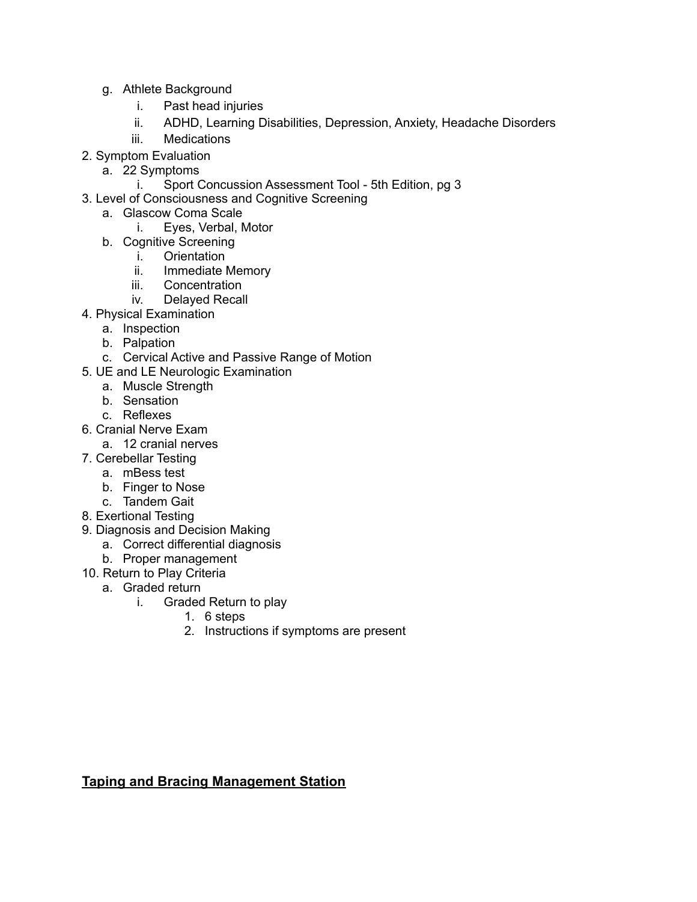g. Athlete Background
      i. Past head injuries
      ii. ADHD, Learning Disabilities, Depression, Anxiety, Headache Disorders
      iii. Medications

2. Symptom Evaluation
   a. 22 Symptoms
      i. Sport Concussion Assessment Tool - 5th Edition, pg 3
3. Level of Consciousness and Cognitive Screening
   a. Glascow Coma Scale
      i. Eyes, Verbal, Motor
   b. Cognitive Screening
      i. Orientation
      ii. Immediate Memory
      iii. Concentration
      iv. Delayed Recall
4. Physical Examination
   a. Inspection
   b. Palpation
   c. Cervical Active and Passive Range of Motion
5. UE and LE Neurologic Examination
   a. Muscle Strength
   b. Sensation
   c. Reflexes
6. Cranial Nerve Exam
   a. 12 cranial nerves
7. Cerebellar Testing
   a. mBess test
   b. Finger to Nose
   c. Tandem Gait
8. Exertional Testing
9. Diagnosis and Decision Making
   a. Correct differential diagnosis
   b. Proper management
10. Return to Play Criteria
    a. Graded return
       i. Graded Return to play
          1. 6 steps
          2. Instructions if symptoms are present

**<u>Taping and Bracing Management Station</u>**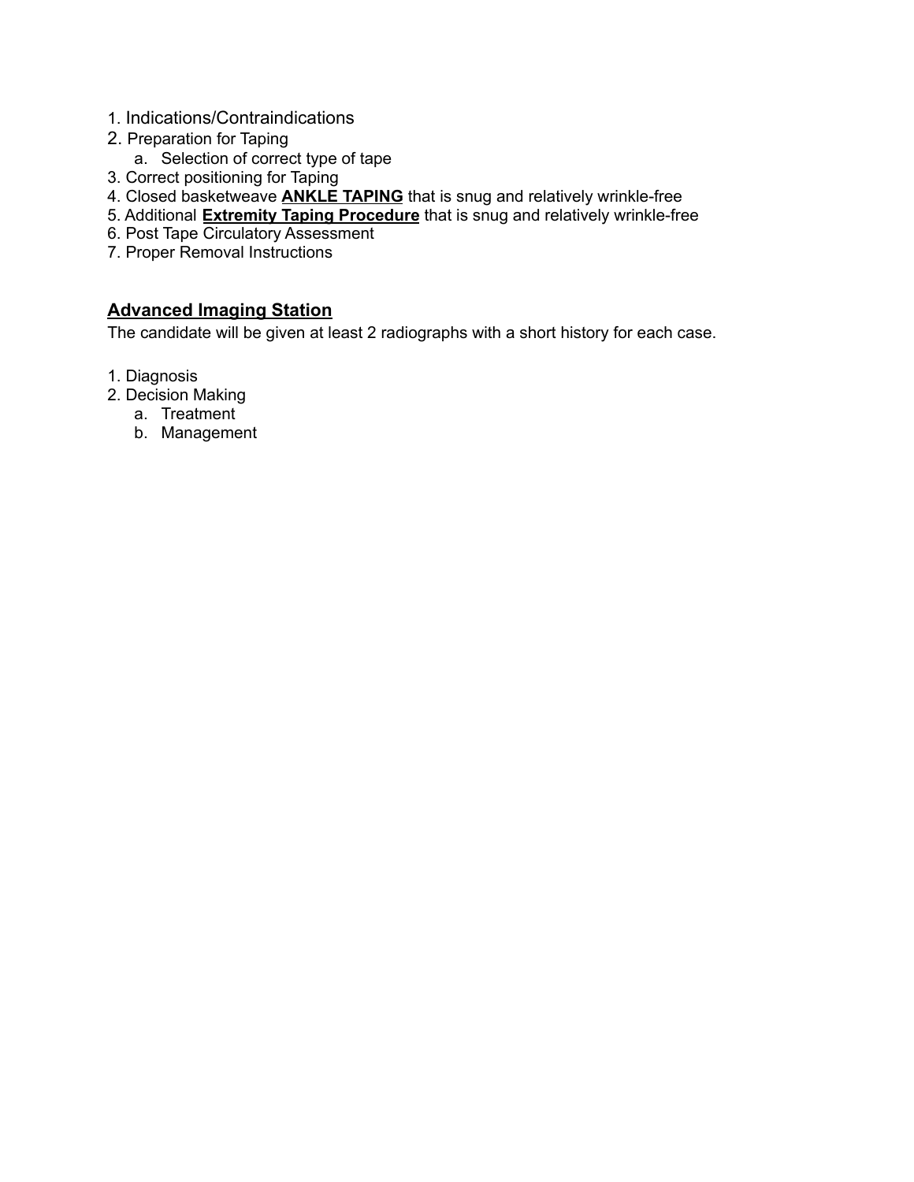1. Indications/Contraindications
2. Preparation for Taping
   a. Selection of correct type of tape
3. Correct positioning for Taping
4. Closed basketweave **ANKLE TAPING** that is snug and relatively wrinkle-free
5. Additional **Extremity Taping Procedure** that is snug and relatively wrinkle-free
6. Post Tape Circulatory Assessment
7. Proper Removal Instructions

## Advanced Imaging Station

The candidate will be given at least 2 radiographs with a short history for each case.

1. Diagnosis
2. Decision Making
   a. Treatment
   b. Management